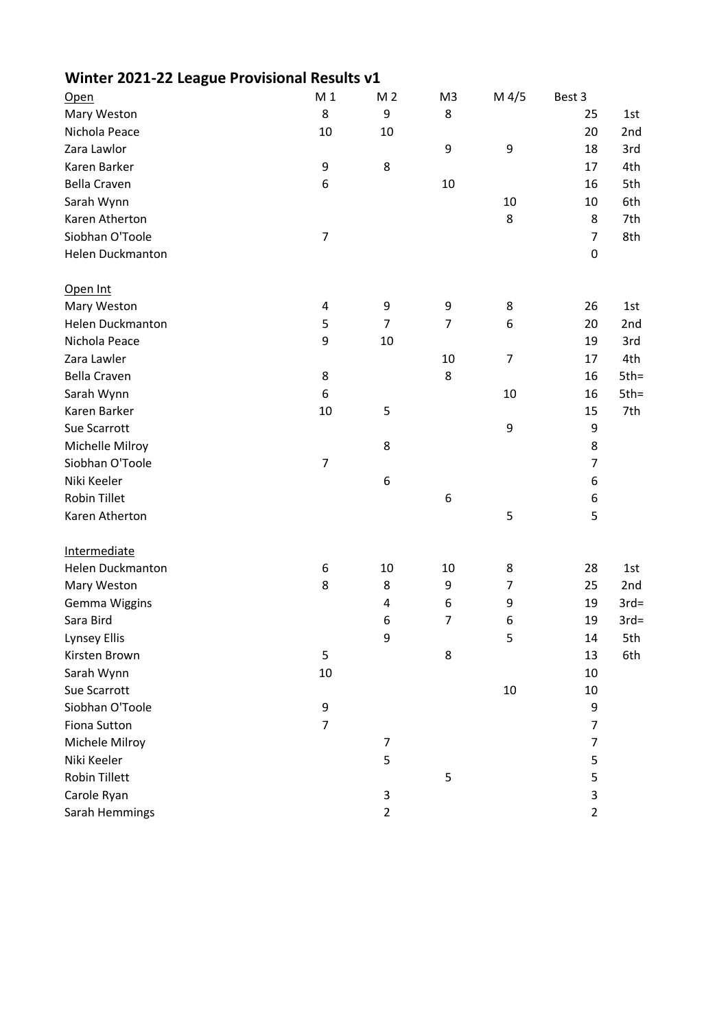# Winter 2021-22 League Provisional Results v1

| Open | M 1 | M 2 | M3 | M 4/5 | Best 3 | |
|---|---|---|---|---|---|---|
| Mary Weston | 8 | 9 | 8 | | 25 | 1st |
| Nichola Peace | 10 | 10 | | | 20 | 2nd |
| Zara Lawlor | | | 9 | 9 | 18 | 3rd |
| Karen Barker | 9 | 8 | | | 17 | 4th |
| Bella Craven | 6 | | 10 | | 16 | 5th |
| Sarah Wynn | | | | 10 | 10 | 6th |
| Karen Atherton | | | | 8 | 8 | 7th |
| Siobhan O'Toole | 7 | | | | 7 | 8th |
| Helen Duckmanton | | | | | 0 | |

| Open Int | M 1 | M 2 | M3 | M 4/5 | Best 3 | |
|---|---|---|---|---|---|---|
| Mary Weston | 4 | 9 | 9 | 8 | 26 | 1st |
| Helen Duckmanton | 5 | 7 | 7 | 6 | 20 | 2nd |
| Nichola Peace | 9 | 10 | | | 19 | 3rd |
| Zara Lawler | | | 10 | 7 | 17 | 4th |
| Bella Craven | 8 | | 8 | | 16 | 5th= |
| Sarah Wynn | 6 | | | 10 | 16 | 5th= |
| Karen Barker | 10 | 5 | | | 15 | 7th |
| Sue Scarrott | | | | 9 | 9 | |
| Michelle Milroy | | 8 | | | 8 | |
| Siobhan O'Toole | 7 | | | | 7 | |
| Niki Keeler | | 6 | | | 6 | |
| Robin Tillet | | | 6 | | 6 | |
| Karen Atherton | | | | 5 | 5 | |

| Intermediate | M 1 | M 2 | M3 | M 4/5 | Best 3 | |
|---|---|---|---|---|---|---|
| Helen Duckmanton | 6 | 10 | 10 | 8 | 28 | 1st |
| Mary Weston | 8 | 8 | 9 | 7 | 25 | 2nd |
| Gemma Wiggins | | 4 | 6 | 9 | 19 | 3rd= |
| Sara Bird | | 6 | 7 | 6 | 19 | 3rd= |
| Lynsey Ellis | | 9 | | 5 | 14 | 5th |
| Kirsten Brown | 5 | | 8 | | 13 | 6th |
| Sarah Wynn | 10 | | | | 10 | |
| Sue Scarrott | | | | 10 | 10 | |
| Siobhan O'Toole | 9 | | | | 9 | |
| Fiona Sutton | 7 | | | | 7 | |
| Michele Milroy | | 7 | | | 7 | |
| Niki Keeler | | 5 | | | 5 | |
| Robin Tillett | | | 5 | | 5 | |
| Carole Ryan | | 3 | | | 3 | |
| Sarah Hemmings | | 2 | | | 2 | |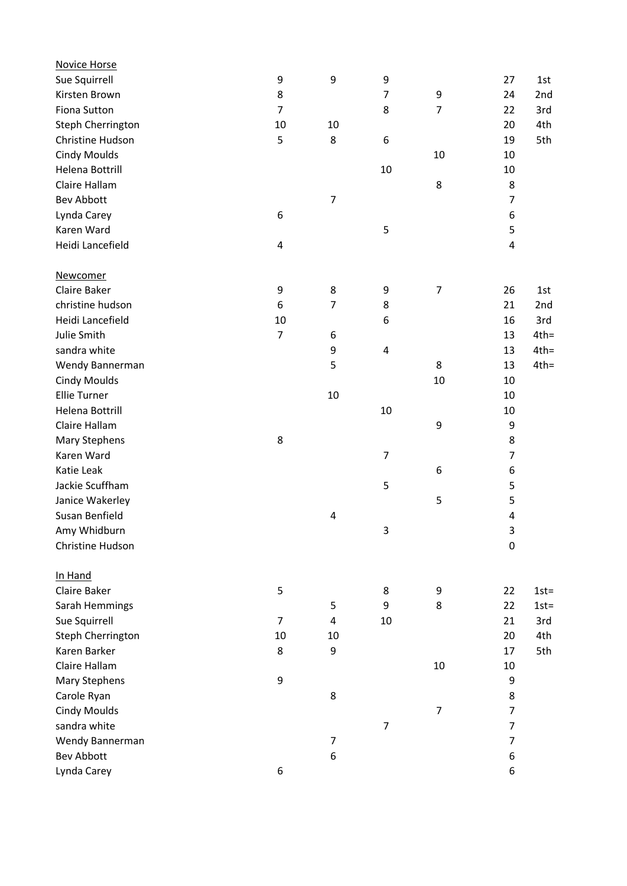**Novice Horse**

| Name | | | | | Total | Position |
|---|---|---|---|---|---|---|
| Sue Squirrell | 9 | 9 | 9 | | 27 | 1st |
| Kirsten Brown | 8 | | 7 | 9 | 24 | 2nd |
| Fiona Sutton | 7 | | 8 | 7 | 22 | 3rd |
| Steph Cherrington | 10 | 10 | | | 20 | 4th |
| Christine Hudson | 5 | 8 | 6 | | 19 | 5th |
| Cindy Moulds | | | | 10 | 10 | |
| Helena Bottrill | | | 10 | | 10 | |
| Claire Hallam | | | | 8 | 8 | |
| Bev Abbott | | 7 | | | 7 | |
| Lynda Carey | 6 | | | | 6 | |
| Karen Ward | | | 5 | | 5 | |
| Heidi Lancefield | 4 | | | | 4 | |

**Newcomer**

| Name | | | | | Total | Position |
|---|---|---|---|---|---|---|
| Claire Baker | 9 | 8 | 9 | 7 | 26 | 1st |
| christine hudson | 6 | 7 | 8 | | 21 | 2nd |
| Heidi Lancefield | 10 | | 6 | | 16 | 3rd |
| Julie Smith | 7 | 6 | | | 13 | 4th= |
| sandra white | | 9 | 4 | | 13 | 4th= |
| Wendy Bannerman | | 5 | | 8 | 13 | 4th= |
| Cindy Moulds | | | | 10 | 10 | |
| Ellie Turner | | 10 | | | 10 | |
| Helena Bottrill | | | 10 | | 10 | |
| Claire Hallam | | | | 9 | 9 | |
| Mary Stephens | 8 | | | | 8 | |
| Karen Ward | | | 7 | | 7 | |
| Katie Leak | | | | 6 | 6 | |
| Jackie Scuffham | | | 5 | | 5 | |
| Janice Wakerley | | | | 5 | 5 | |
| Susan Benfield | | 4 | | | 4 | |
| Amy Whidburn | | | 3 | | 3 | |
| Christine Hudson | | | | | 0 | |

**In Hand**

| Name | | | | | Total | Position |
|---|---|---|---|---|---|---|
| Claire Baker | 5 | | 8 | 9 | 22 | 1st= |
| Sarah Hemmings | | 5 | 9 | 8 | 22 | 1st= |
| Sue Squirrell | 7 | 4 | 10 | | 21 | 3rd |
| Steph Cherrington | 10 | 10 | | | 20 | 4th |
| Karen Barker | 8 | 9 | | | 17 | 5th |
| Claire Hallam | | | | 10 | 10 | |
| Mary Stephens | 9 | | | | 9 | |
| Carole Ryan | | 8 | | | 8 | |
| Cindy Moulds | | | | 7 | 7 | |
| sandra white | | | 7 | | 7 | |
| Wendy Bannerman | | 7 | | | 7 | |
| Bev Abbott | | 6 | | | 6 | |
| Lynda Carey | 6 | | | | 6 | |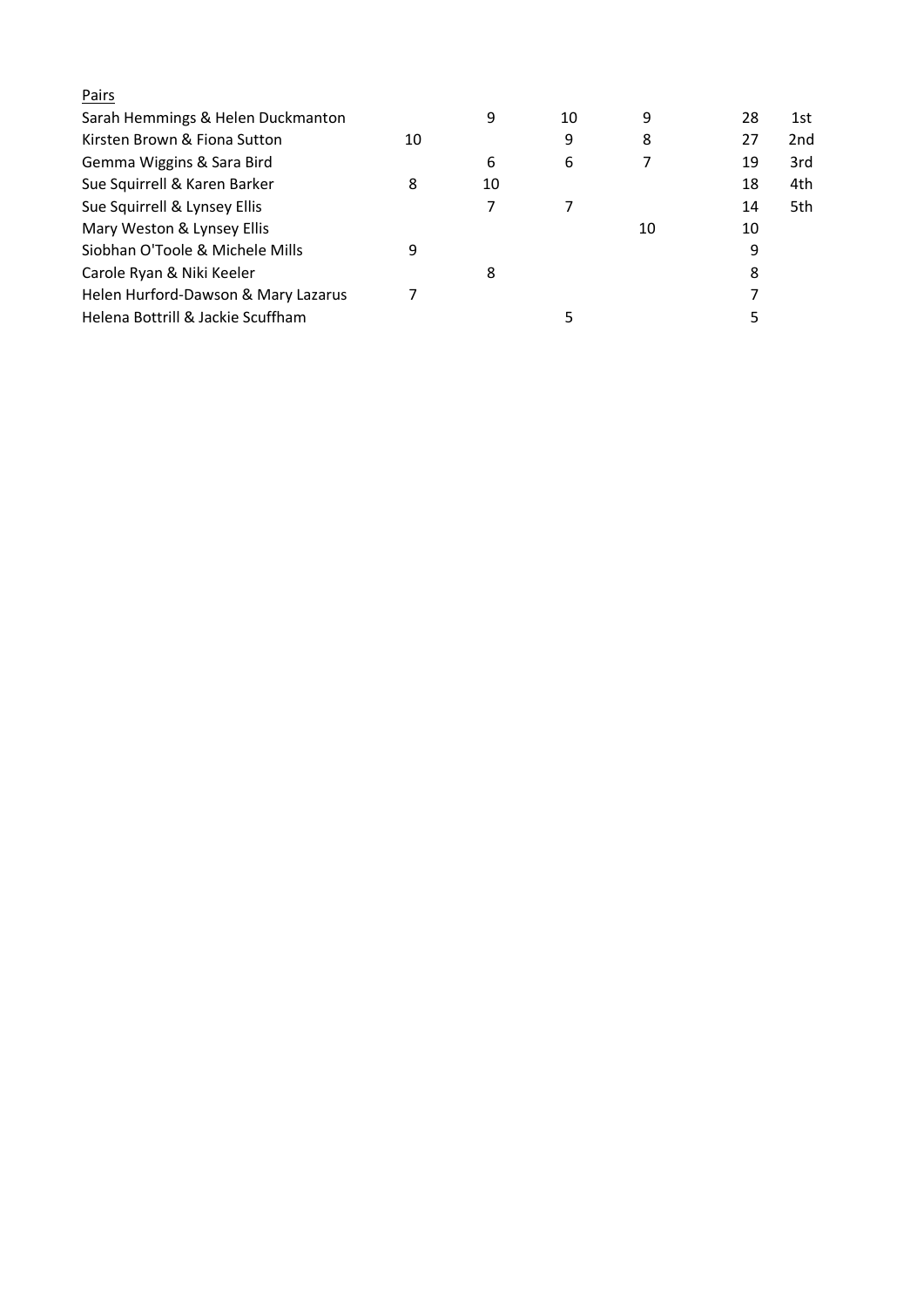Pairs

| | | | | | | |
|---|---|---|---|---|---|---|
| Sarah Hemmings & Helen Duckmanton | | 9 | 10 | 9 | 28 | 1st |
| Kirsten Brown & Fiona Sutton | 10 | | 9 | 8 | 27 | 2nd |
| Gemma Wiggins & Sara Bird | | 6 | 6 | 7 | 19 | 3rd |
| Sue Squirrell & Karen Barker | 8 | 10 | | | 18 | 4th |
| Sue Squirrell & Lynsey Ellis | | 7 | 7 | | 14 | 5th |
| Mary Weston & Lynsey Ellis | | | | 10 | 10 | |
| Siobhan O'Toole & Michele Mills | 9 | | | | 9 | |
| Carole Ryan & Niki Keeler | | 8 | | | 8 | |
| Helen Hurford-Dawson & Mary Lazarus | 7 | | | | 7 | |
| Helena Bottrill & Jackie Scuffham | | | 5 | | 5 | |